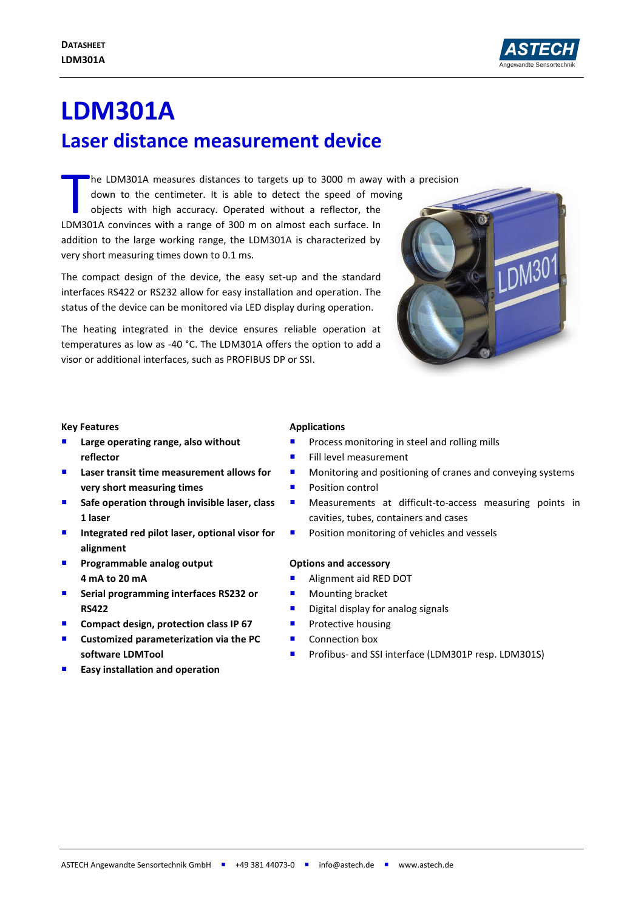# LDM301A

## Laser distance measurement device

The LDM301A measures distances to targets up to 3000 m away with a precision down to the centimeter. It is able to detect the speed of moving objects with high accuracy. Operated without a reflector, the LDM301A convinces with a range of 300 m on almost each surface. In addition to the large working range, the LDM301A is characterized by very short measuring times down to 0.1 ms.

The compact design of the device, the easy set-up and the standard interfaces RS422 or RS232 allow for easy installation and operation. The status of the device can be monitored via LED display during operation.

The heating integrated in the device ensures reliable operation at temperatures as low as -40 °C. The LDM301A offers the option to add a visor or additional interfaces, such as PROFIBUS DP or SSI.

### Key Features

- **Large operating range, also without reflector**
- **Laser transit time measurement allows for very short measuring times**
- **Safe operation through invisible laser, class 1 laser**
- **Integrated red pilot laser, optional visor for alignment**
- **Programmable analog output 4 mA to 20 mA**
- **Serial programming interfaces RS232 or RS422**
- **Compact design, protection class IP 67**
- **Customized parameterization via the PC software LDMTool**
- **Easy installation and operation**

### Applications

- Process monitoring in steel and rolling mills
- Fill level measurement
- Monitoring and positioning of cranes and conveying systems
- Position control
- Measurements at difficult-to-access measuring points in cavities, tubes, containers and cases
- Position monitoring of vehicles and vessels

### Options and accessory

- Alignment aid RED DOT
- Mounting bracket
- Digital display for analog signals
- Protective housing
- Connection box
- Profibus- and SSI interface (LDM301P resp. LDM301S)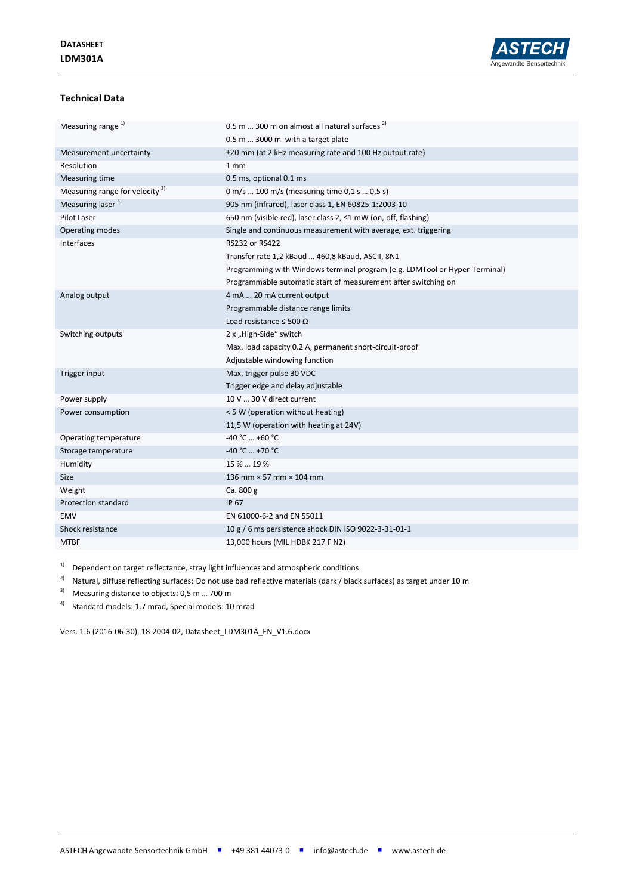## Technical Data

| | |
|---|---|
| Measuring range [1] | 0.5 m … 300 m on almost all natural surfaces [2] |
| | 0.5 m … 3000 m with a target plate |
| Measurement uncertainty | ±20 mm (at 2 kHz measuring rate and 100 Hz output rate) |
| Resolution | 1 mm |
| Measuring time | 0.5 ms, optional 0.1 ms |
| Measuring range for velocity [3] | 0 m/s … 100 m/s (measuring time 0,1 s … 0,5 s) |
| Measuring laser [4] | 905 nm (infrared), laser class 1, EN 60825-1:2003-10 |
| Pilot Laser | 650 nm (visible red), laser class 2, ≤1 mW (on, off, flashing) |
| Operating modes | Single and continuous measurement with average, ext. triggering |
| Interfaces | RS232 or RS422 |
| | Transfer rate 1,2 kBaud … 460,8 kBaud, ASCII, 8N1 |
| | Programming with Windows terminal program (e.g. LDMTool or Hyper-Terminal) |
| | Programmable automatic start of measurement after switching on |
| Analog output | 4 mA … 20 mA current output |
| | Programmable distance range limits |
| | Load resistance ≤ 500 Ω |
| Switching outputs | 2 x „High-Side" switch |
| | Max. load capacity 0.2 A, permanent short-circuit-proof |
| | Adjustable windowing function |
| Trigger input | Max. trigger pulse 30 VDC |
| | Trigger edge and delay adjustable |
| Power supply | 10 V … 30 V direct current |
| Power consumption | < 5 W (operation without heating) |
| | 11,5 W (operation with heating at 24V) |
| Operating temperature | -40 °C … +60 °C |
| Storage temperature | -40 °C … +70 °C |
| Humidity | 15 % … 19 % |
| Size | 136 mm × 57 mm × 104 mm |
| Weight | Ca. 800 g |
| Protection standard | IP 67 |
| EMV | EN 61000-6-2 and EN 55011 |
| Shock resistance | 10 g / 6 ms persistence shock DIN ISO 9022-3-31-01-1 |
| MTBF | 13,000 hours (MIL HDBK 217 F N2) |

[1] Dependent on target reflectance, stray light influences and atmospheric conditions

[2] Natural, diffuse reflecting surfaces; Do not use bad reflective materials (dark / black surfaces) as target under 10 m

[3] Measuring distance to objects: 0,5 m … 700 m

[4] Standard models: 1.7 mrad, Special models: 10 mrad

Vers. 1.6 (2016-06-30), 18-2004-02, Datasheet_LDM301A_EN_V1.6.docx